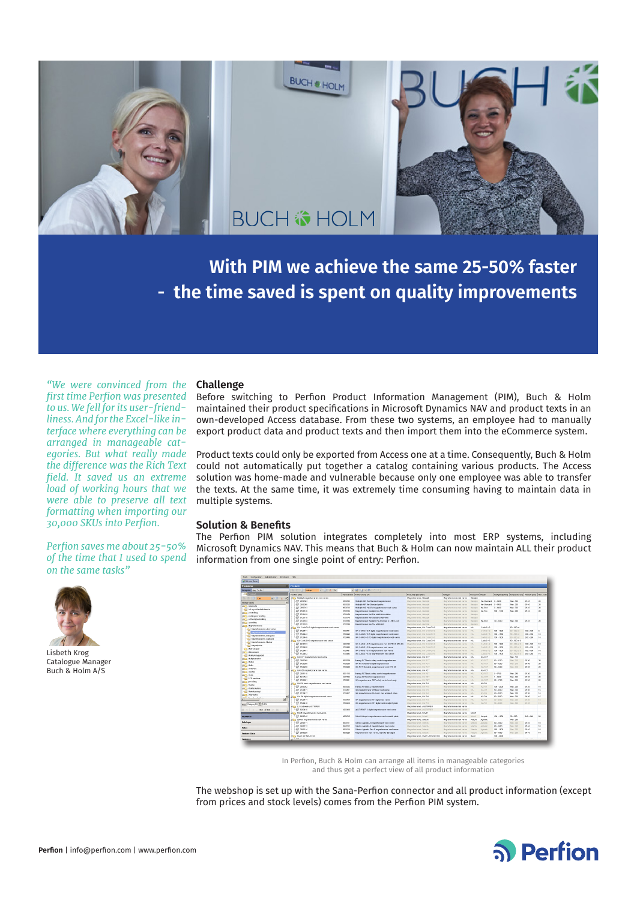# With PIM we achieve the same 25-50% faster - the time saved is spent on quality improvements

*"We were convinced from the first time Perfion was presented to us. We fell for its user-friendliness. And for the Excel-like interface where everything can be arranged in manageable categories. But what really made the difference was the Rich Text field. It saved us an extreme load of working hours that we were able to preserve all text formatting when importing our 30,000 SKUs into Perfion.*

*Perfion saves me about 25-50% of the time that I used to spend on the same tasks"*

Lisbeth Krog
Catalogue Manager
Buch & Holm A/S

## Challenge

Before switching to Perfion Product Information Management (PIM), Buch & Holm maintained their product specifications in Microsoft Dynamics NAV and product texts in an own-developed Access database. From these two systems, an employee had to manually export product data and product texts and then import them into the eCommerce system.

Product texts could only be exported from Access one at a time. Consequently, Buch & Holm could not automatically put together a catalog containing various products. The Access solution was home-made and vulnerable because only one employee was able to transfer the texts. At the same time, it was extremely time consuming having to maintain data in multiple systems.

## Solution & Benefits

The Perfion PIM solution integrates completely into most ERP systems, including Microsoft Dynamics NAV. This means that Buch & Holm can now maintain ALL their product information from one single point of entry: Perfion.

In Perfion, Buch & Holm can arrange all items in manageable categories and thus get a perfect view of all product information

The webshop is set up with the Sana-Perfion connector and all product information (except from prices and stock levels) comes from the Perfion PIM system.

**Perfion** | info@perfion.com | www.perfion.com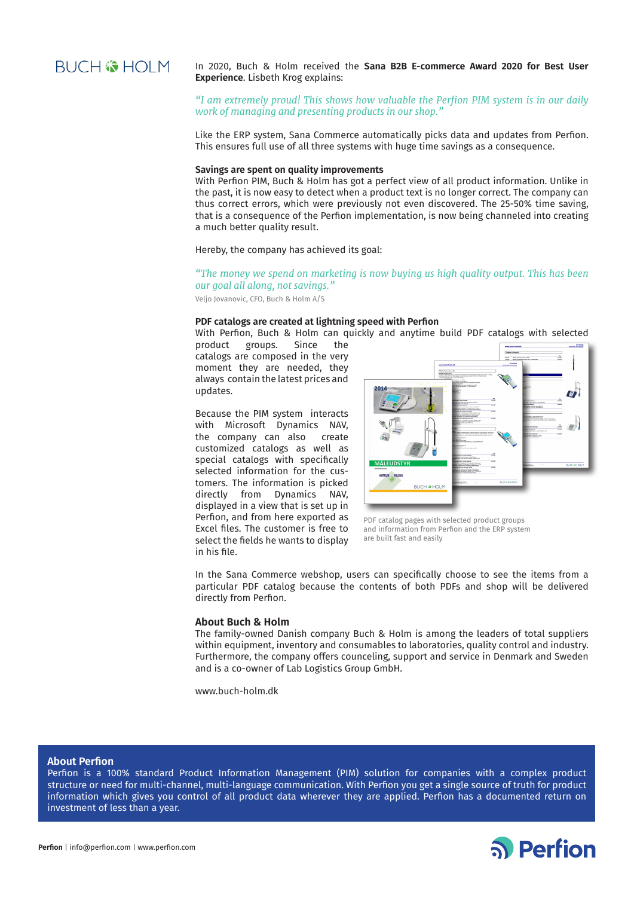In 2020, Buch & Holm received the **Sana B2B E-commerce Award 2020 for Best User Experience**. Lisbeth Krog explains:

*"I am extremely proud! This shows how valuable the Perfion PIM system is in our daily work of managing and presenting products in our shop."*

Like the ERP system, Sana Commerce automatically picks data and updates from Perfion. This ensures full use of all three systems with huge time savings as a consequence.

**Savings are spent on quality improvements**

With Perfion PIM, Buch & Holm has got a perfect view of all product information. Unlike in the past, it is now easy to detect when a product text is no longer correct. The company can thus correct errors, which were previously not even discovered. The 25-50% time saving, that is a consequence of the Perfion implementation, is now being channeled into creating a much better quality result.

Hereby, the company has achieved its goal:

*"The money we spend on marketing is now buying us high quality output. This has been our goal all along, not savings."*

Veljo Jovanovic, CFO, Buch & Holm A/S

**PDF catalogs are created at lightning speed with Perfion**

With Perfion, Buch & Holm can quickly and anytime build PDF catalogs with selected product groups. Since the catalogs are composed in the very moment they are needed, they always contain the latest prices and updates.

Because the PIM system interacts with Microsoft Dynamics NAV, the company can also create customized catalogs as well as special catalogs with specifically selected information for the customers. The information is picked directly from Dynamics NAV, displayed in a view that is set up in Perfion, and from here exported as Excel files. The customer is free to select the fields he wants to display in his file.

PDF catalog pages with selected product groups and information from Perfion and the ERP system are built fast and easily

In the Sana Commerce webshop, users can specifically choose to see the items from a particular PDF catalog because the contents of both PDFs and shop will be delivered directly from Perfion.

**About Buch & Holm**

The family-owned Danish company Buch & Holm is among the leaders of total suppliers within equipment, inventory and consumables to laboratories, quality control and industry. Furthermore, the company offers counceling, support and service in Denmark and Sweden and is a co-owner of Lab Logistics Group GmbH.

www.buch-holm.dk

**About Perfion**

Perfion is a 100% standard Product Information Management (PIM) solution for companies with a complex product structure or need for multi-channel, multi-language communication. With Perfion you get a single source of truth for product information which gives you control of all product data wherever they are applied. Perfion has a documented return on investment of less than a year.

**Perfion** | info@perfion.com | www.perfion.com